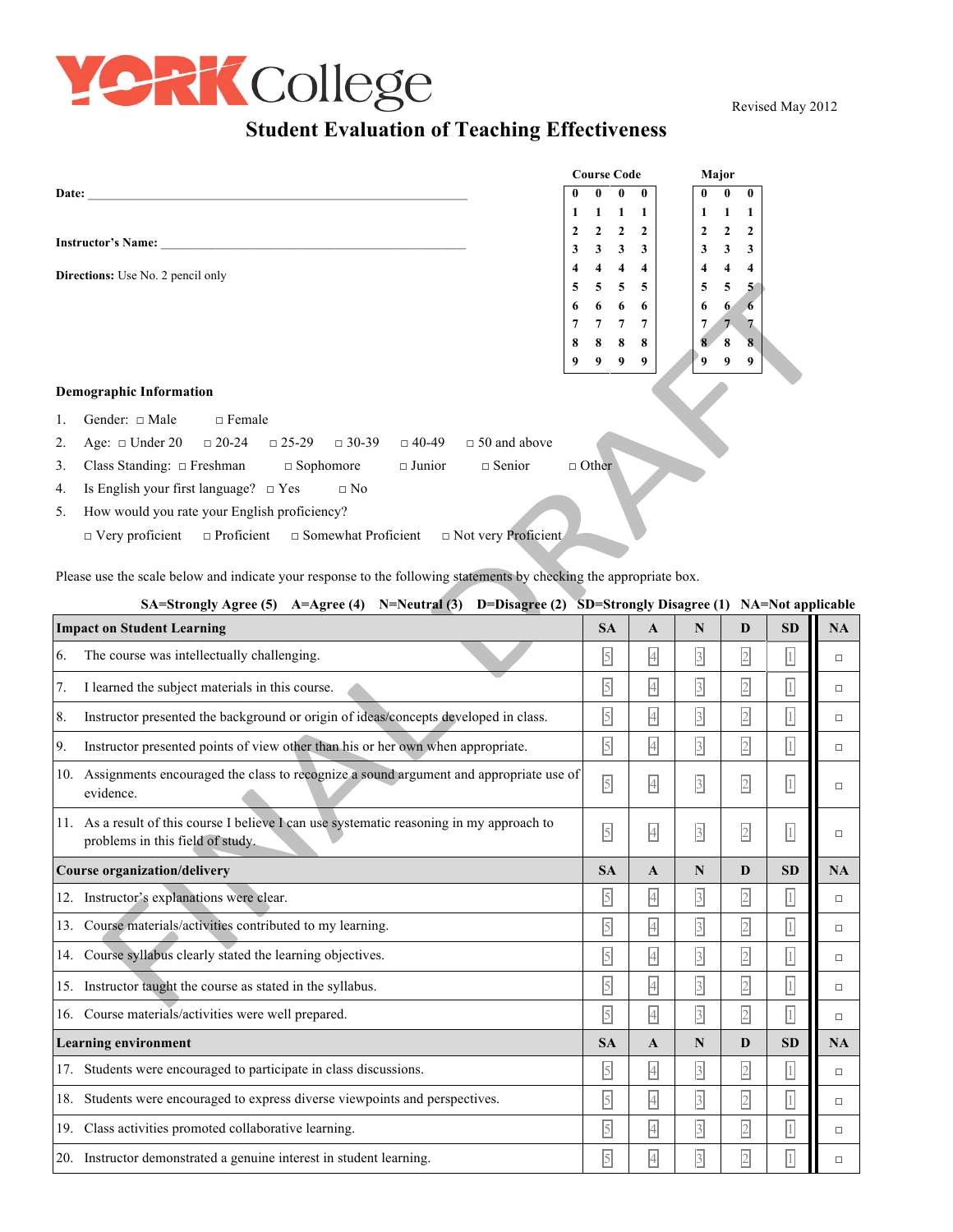# YORK College

Revised May 2012

## Student Evaluation of Teaching Effectiveness

**Date:** ___________________________________________________________

**Instructor's Name:** ___________________________________________________

**Directions:** Use No. 2 pencil only

| Course Code | | | |
|---|---|---|---|
| 0 | 0 | 0 | 0 |
| 1 | 1 | 1 | 1 |
| 2 | 2 | 2 | 2 |
| 3 | 3 | 3 | 3 |
| 4 | 4 | 4 | 4 |
| 5 | 5 | 5 | 5 |
| 6 | 6 | 6 | 6 |
| 7 | 7 | 7 | 7 |
| 8 | 8 | 8 | 8 |
| 9 | 9 | 9 | 9 |

| Major | | |
|---|---|---|
| 0 | 0 | 0 |
| 1 | 1 | 1 |
| 2 | 2 | 2 |
| 3 | 3 | 3 |
| 4 | 4 | 4 |
| 5 | 5 | 5 |
| 6 | 6 | 6 |
| 7 | 7 | 7 |
| 8 | 8 | 8 |
| 9 | 9 | 9 |

FINAL DRAFT

### Demographic Information

1. Gender: □ Male □ Female
2. Age: □ Under 20 □ 20-24 □ 25-29 □ 30-39 □ 40-49 □ 50 and above
3. Class Standing: □ Freshman □ Sophomore □ Junior □ Senior □ Other
4. Is English your first language? □ Yes □ No
5. How would you rate your English proficiency?

   □ Very proficient □ Proficient □ Somewhat Proficient □ Not very Proficient

Please use the scale below and indicate your response to the following statements by checking the appropriate box.

**SA=Strongly Agree (5) A=Agree (4) N=Neutral (3) D=Disagree (2) SD=Strongly Disagree (1) NA=Not applicable**

| **Impact on Student Learning** | **SA** | **A** | **N** | **D** | **SD** | **NA** |
|---|---|---|---|---|---|---|
| 6. The course was intellectually challenging. | 5 | 4 | 3 | 2 | 1 | □ |
| 7. I learned the subject materials in this course. | 5 | 4 | 3 | 2 | 1 | □ |
| 8. Instructor presented the background or origin of ideas/concepts developed in class. | 5 | 4 | 3 | 2 | 1 | □ |
| 9. Instructor presented points of view other than his or her own when appropriate. | 5 | 4 | 3 | 2 | 1 | □ |
| 10. Assignments encouraged the class to recognize a sound argument and appropriate use of evidence. | 5 | 4 | 3 | 2 | 1 | □ |
| 11. As a result of this course I believe I can use systematic reasoning in my approach to problems in this field of study. | 5 | 4 | 3 | 2 | 1 | □ |
| **Course organization/delivery** | **SA** | **A** | **N** | **D** | **SD** | **NA** |
| 12. Instructor's explanations were clear. | 5 | 4 | 3 | 2 | 1 | □ |
| 13. Course materials/activities contributed to my learning. | 5 | 4 | 3 | 2 | 1 | □ |
| 14. Course syllabus clearly stated the learning objectives. | 5 | 4 | 3 | 2 | 1 | □ |
| 15. Instructor taught the course as stated in the syllabus. | 5 | 4 | 3 | 2 | 1 | □ |
| 16. Course materials/activities were well prepared. | 5 | 4 | 3 | 2 | 1 | □ |
| **Learning environment** | **SA** | **A** | **N** | **D** | **SD** | **NA** |
| 17. Students were encouraged to participate in class discussions. | 5 | 4 | 3 | 2 | 1 | □ |
| 18. Students were encouraged to express diverse viewpoints and perspectives. | 5 | 4 | 3 | 2 | 1 | □ |
| 19. Class activities promoted collaborative learning. | 5 | 4 | 3 | 2 | 1 | □ |
| 20. Instructor demonstrated a genuine interest in student learning. | 5 | 4 | 3 | 2 | 1 | □ |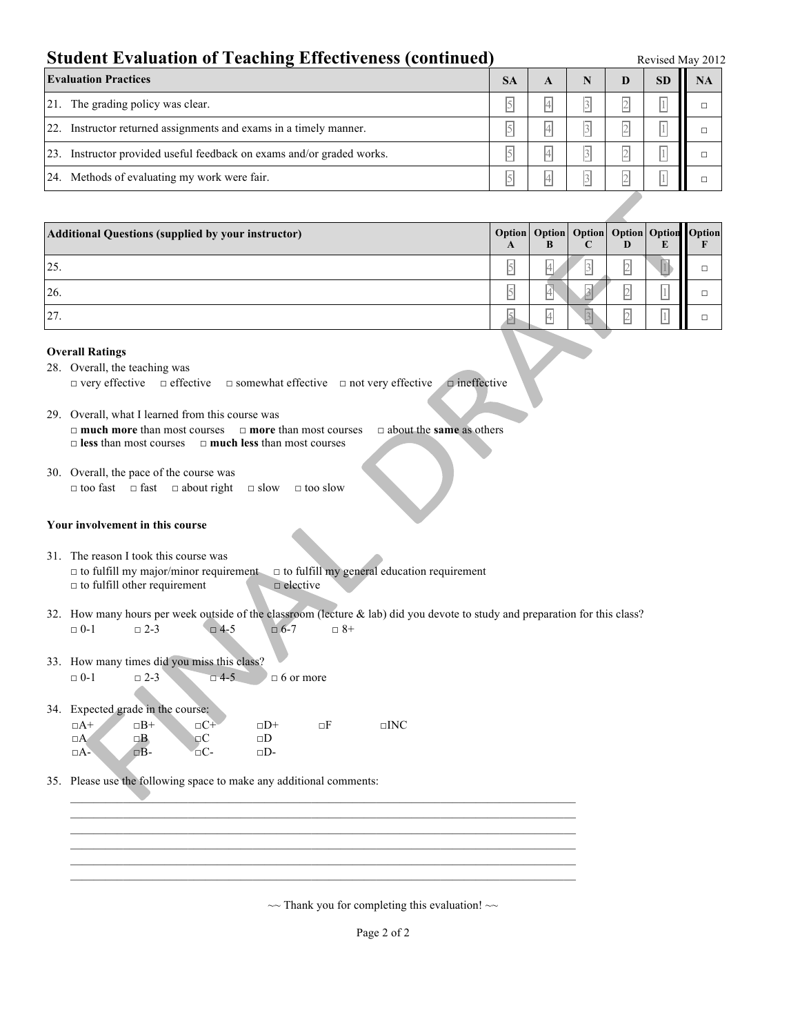## Student Evaluation of Teaching Effectiveness (continued)

Revised May 2012

| Evaluation Practices | SA | A | N | D | SD | NA |
|---|---|---|---|---|---|---|
| 21. The grading policy was clear. | 5 | 4 | 3 | 2 | 1 | □ |
| 22. Instructor returned assignments and exams in a timely manner. | 5 | 4 | 3 | 2 | 1 | □ |
| 23. Instructor provided useful feedback on exams and/or graded works. | 5 | 4 | 3 | 2 | 1 | □ |
| 24. Methods of evaluating my work were fair. | 5 | 4 | 3 | 2 | 1 | □ |

| Additional Questions (supplied by your instructor) | Option A | Option B | Option C | Option D | Option E | Option F |
|---|---|---|---|---|---|---|
| 25. | 5 | 4 | 3 | 2 | 1 | □ |
| 26. | 5 | 4 | 3 | 2 | 1 | □ |
| 27. | 5 | 4 | 3 | 2 | 1 | □ |

**Overall Ratings**

28. Overall, the teaching was
□ very effective □ effective □ somewhat effective □ not very effective □ ineffective

29. Overall, what I learned from this course was
□ **much more** than most courses □ **more** than most courses □ about the **same** as others
□ **less** than most courses □ **much less** than most courses

30. Overall, the pace of the course was
□ too fast □ fast □ about right □ slow □ too slow

**Your involvement in this course**

31. The reason I took this course was
□ to fulfill my major/minor requirement □ to fulfill my general education requirement
□ to fulfill other requirement □ elective

32. How many hours per week outside of the classroom (lecture & lab) did you devote to study and preparation for this class?
□ 0-1 □ 2-3 □ 4-5 □ 6-7 □ 8+

33. How many times did you miss this class?
□ 0-1 □ 2-3 □ 4-5 □ 6 or more

34. Expected grade in the course:
□A+ □B+ □C+ □D+ □F □INC
□A □B □C □D
□A- □B- □C- □D-

35. Please use the following space to make any additional comments:

______________________________________________________________________________
______________________________________________________________________________
______________________________________________________________________________
______________________________________________________________________________
______________________________________________________________________________
______________________________________________________________________________

~~ Thank you for completing this evaluation! ~~

FINAL DRAFT